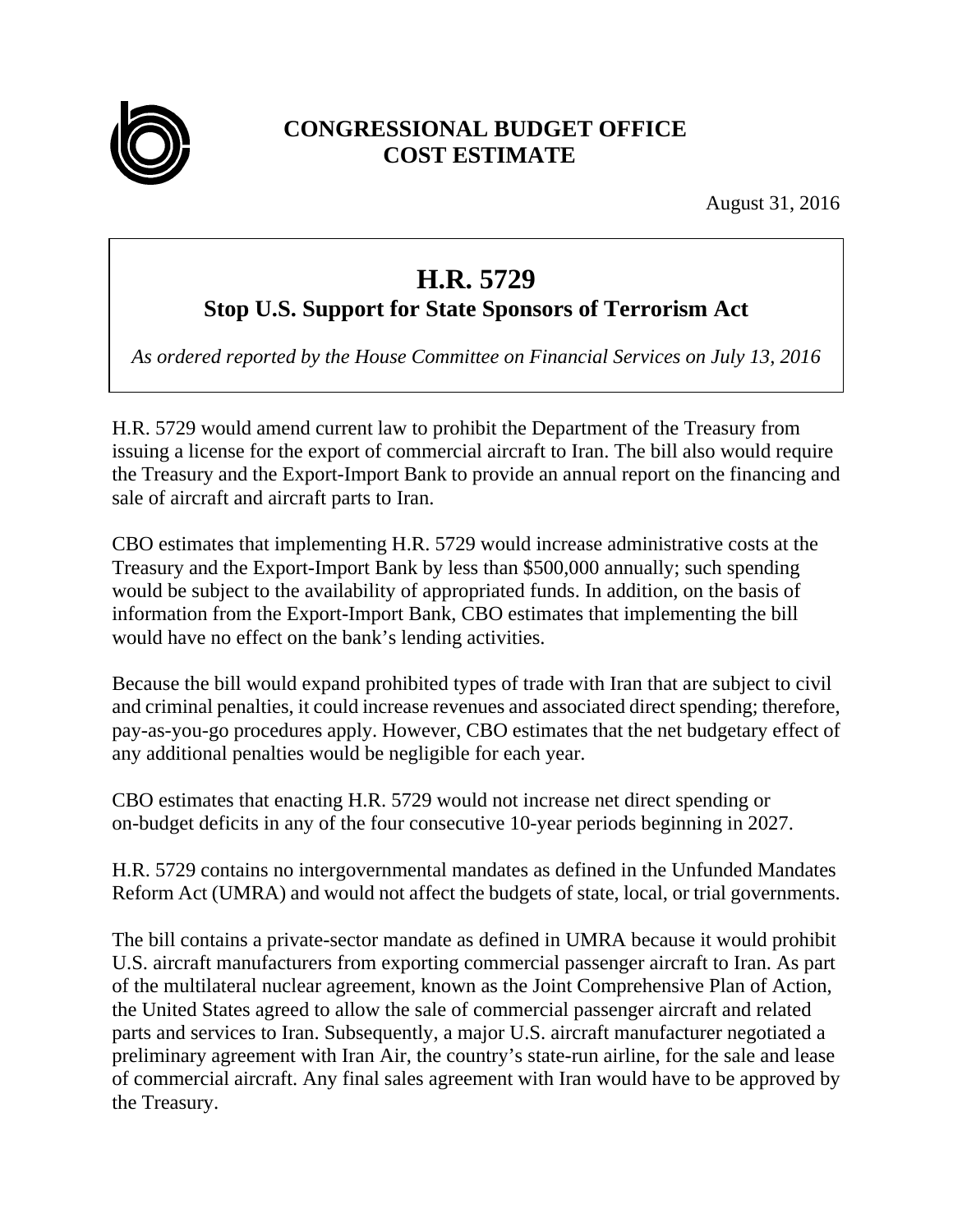# CONGRESSIONAL BUDGET OFFICE
# COST ESTIMATE

August 31, 2016

## H.R. 5729
### Stop U.S. Support for State Sponsors of Terrorism Act

*As ordered reported by the House Committee on Financial Services on July 13, 2016*

H.R. 5729 would amend current law to prohibit the Department of the Treasury from issuing a license for the export of commercial aircraft to Iran. The bill also would require the Treasury and the Export-Import Bank to provide an annual report on the financing and sale of aircraft and aircraft parts to Iran.

CBO estimates that implementing H.R. 5729 would increase administrative costs at the Treasury and the Export-Import Bank by less than $500,000 annually; such spending would be subject to the availability of appropriated funds. In addition, on the basis of information from the Export-Import Bank, CBO estimates that implementing the bill would have no effect on the bank's lending activities.

Because the bill would expand prohibited types of trade with Iran that are subject to civil and criminal penalties, it could increase revenues and associated direct spending; therefore, pay-as-you-go procedures apply. However, CBO estimates that the net budgetary effect of any additional penalties would be negligible for each year.

CBO estimates that enacting H.R. 5729 would not increase net direct spending or on-budget deficits in any of the four consecutive 10-year periods beginning in 2027.

H.R. 5729 contains no intergovernmental mandates as defined in the Unfunded Mandates Reform Act (UMRA) and would not affect the budgets of state, local, or trial governments.

The bill contains a private-sector mandate as defined in UMRA because it would prohibit U.S. aircraft manufacturers from exporting commercial passenger aircraft to Iran. As part of the multilateral nuclear agreement, known as the Joint Comprehensive Plan of Action, the United States agreed to allow the sale of commercial passenger aircraft and related parts and services to Iran. Subsequently, a major U.S. aircraft manufacturer negotiated a preliminary agreement with Iran Air, the country's state-run airline, for the sale and lease of commercial aircraft. Any final sales agreement with Iran would have to be approved by the Treasury.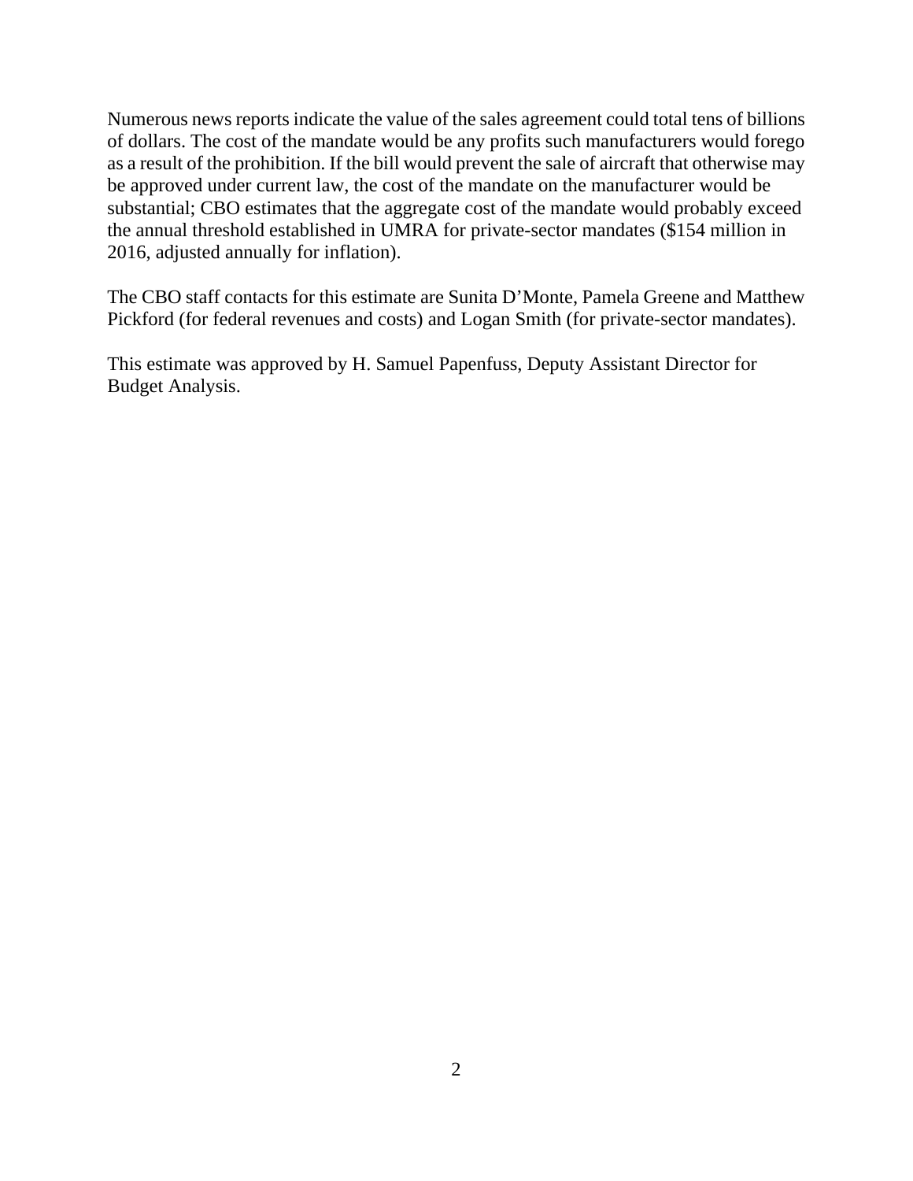Numerous news reports indicate the value of the sales agreement could total tens of billions of dollars. The cost of the mandate would be any profits such manufacturers would forego as a result of the prohibition. If the bill would prevent the sale of aircraft that otherwise may be approved under current law, the cost of the mandate on the manufacturer would be substantial; CBO estimates that the aggregate cost of the mandate would probably exceed the annual threshold established in UMRA for private-sector mandates ($154 million in 2016, adjusted annually for inflation).

The CBO staff contacts for this estimate are Sunita D'Monte, Pamela Greene and Matthew Pickford (for federal revenues and costs) and Logan Smith (for private-sector mandates).

This estimate was approved by H. Samuel Papenfuss, Deputy Assistant Director for Budget Analysis.